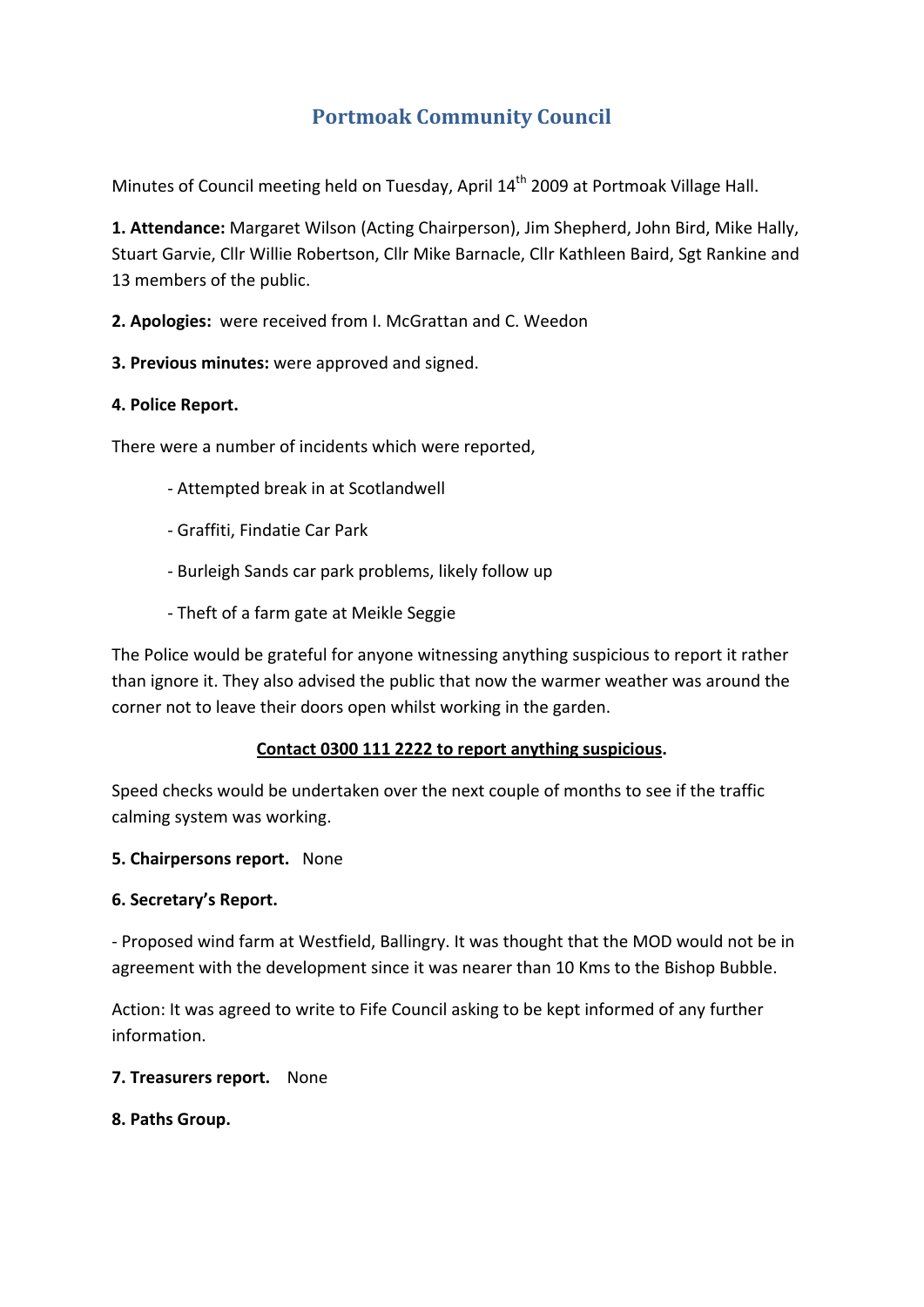# Portmoak Community Council

Minutes of Council meeting held on Tuesday, April 14$^{th}$ 2009 at Portmoak Village Hall.

**1. Attendance:** Margaret Wilson (Acting Chairperson), Jim Shepherd, John Bird, Mike Hally, Stuart Garvie, Cllr Willie Robertson, Cllr Mike Barnacle, Cllr Kathleen Baird, Sgt Rankine and 13 members of the public.

**2. Apologies:** were received from I. McGrattan and C. Weedon

**3. Previous minutes:** were approved and signed.

**4. Police Report.**

There were a number of incidents which were reported,

- Attempted break in at Scotlandwell
- Graffiti, Findatie Car Park
- Burleigh Sands car park problems, likely follow up
- Theft of a farm gate at Meikle Seggie

The Police would be grateful for anyone witnessing anything suspicious to report it rather than ignore it. They also advised the public that now the warmer weather was around the corner not to leave their doors open whilst working in the garden.

**Contact 0300 111 2222 to report anything suspicious.**

Speed checks would be undertaken over the next couple of months to see if the traffic calming system was working.

**5. Chairpersons report.** None

**6. Secretary's Report.**

- Proposed wind farm at Westfield, Ballingry. It was thought that the MOD would not be in agreement with the development since it was nearer than 10 Kms to the Bishop Bubble.

Action: It was agreed to write to Fife Council asking to be kept informed of any further information.

**7. Treasurers report.** None

**8. Paths Group.**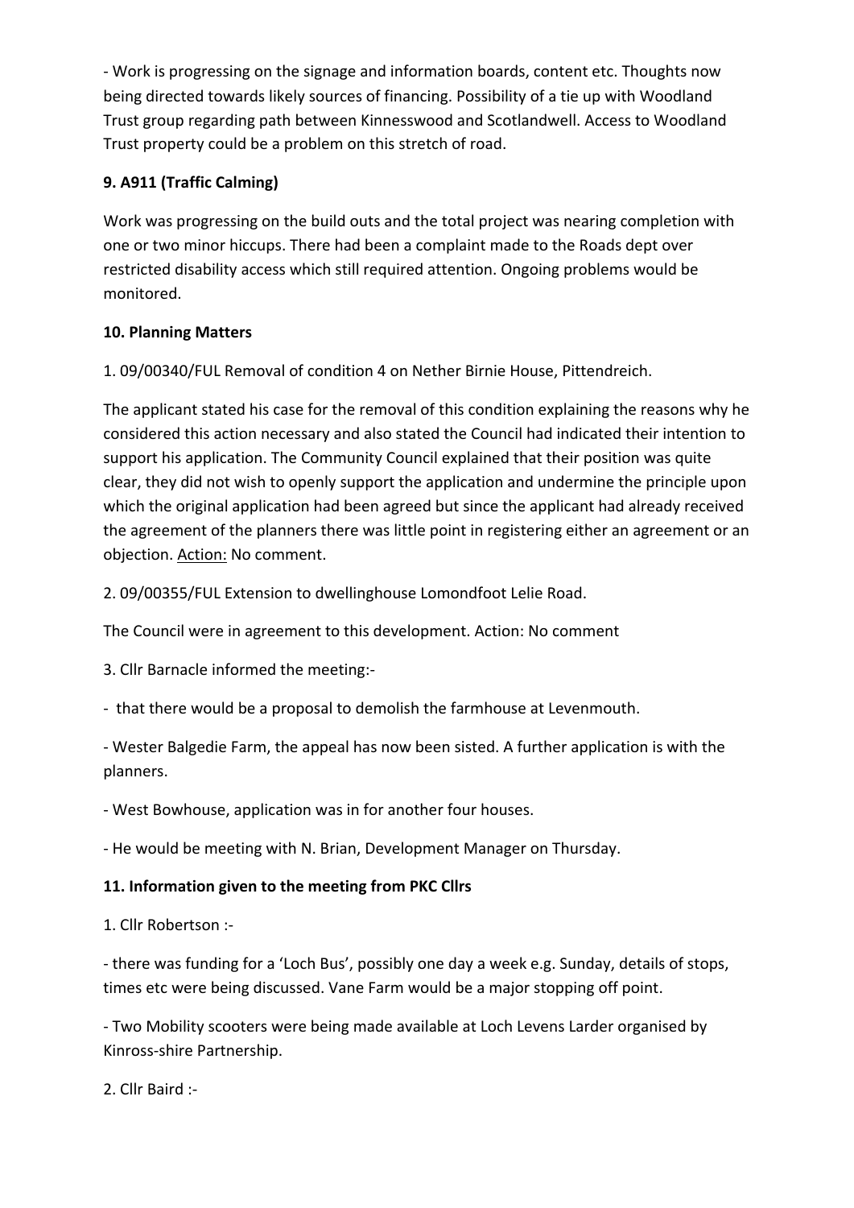- Work is progressing on the signage and information boards, content etc. Thoughts now being directed towards likely sources of financing. Possibility of a tie up with Woodland Trust group regarding path between Kinnesswood and Scotlandwell. Access to Woodland Trust property could be a problem on this stretch of road.

**9. A911 (Traffic Calming)**

Work was progressing on the build outs and the total project was nearing completion with one or two minor hiccups. There had been a complaint made to the Roads dept over restricted disability access which still required attention. Ongoing problems would be monitored.

**10. Planning Matters**

1. 09/00340/FUL Removal of condition 4 on Nether Birnie House, Pittendreich.

The applicant stated his case for the removal of this condition explaining the reasons why he considered this action necessary and also stated the Council had indicated their intention to support his application. The Community Council explained that their position was quite clear, they did not wish to openly support the application and undermine the principle upon which the original application had been agreed but since the applicant had already received the agreement of the planners there was little point in registering either an agreement or an objection. <u>Action:</u> No comment.

2. 09/00355/FUL Extension to dwellinghouse Lomondfoot Lelie Road.

The Council were in agreement to this development. Action: No comment

3. Cllr Barnacle informed the meeting:-

- that there would be a proposal to demolish the farmhouse at Levenmouth.

- Wester Balgedie Farm, the appeal has now been sisted. A further application is with the planners.

- West Bowhouse, application was in for another four houses.

- He would be meeting with N. Brian, Development Manager on Thursday.

**11. Information given to the meeting from PKC Cllrs**

1. Cllr Robertson :-

- there was funding for a 'Loch Bus', possibly one day a week e.g. Sunday, details of stops, times etc were being discussed. Vane Farm would be a major stopping off point.

- Two Mobility scooters were being made available at Loch Levens Larder organised by Kinross-shire Partnership.

2. Cllr Baird :-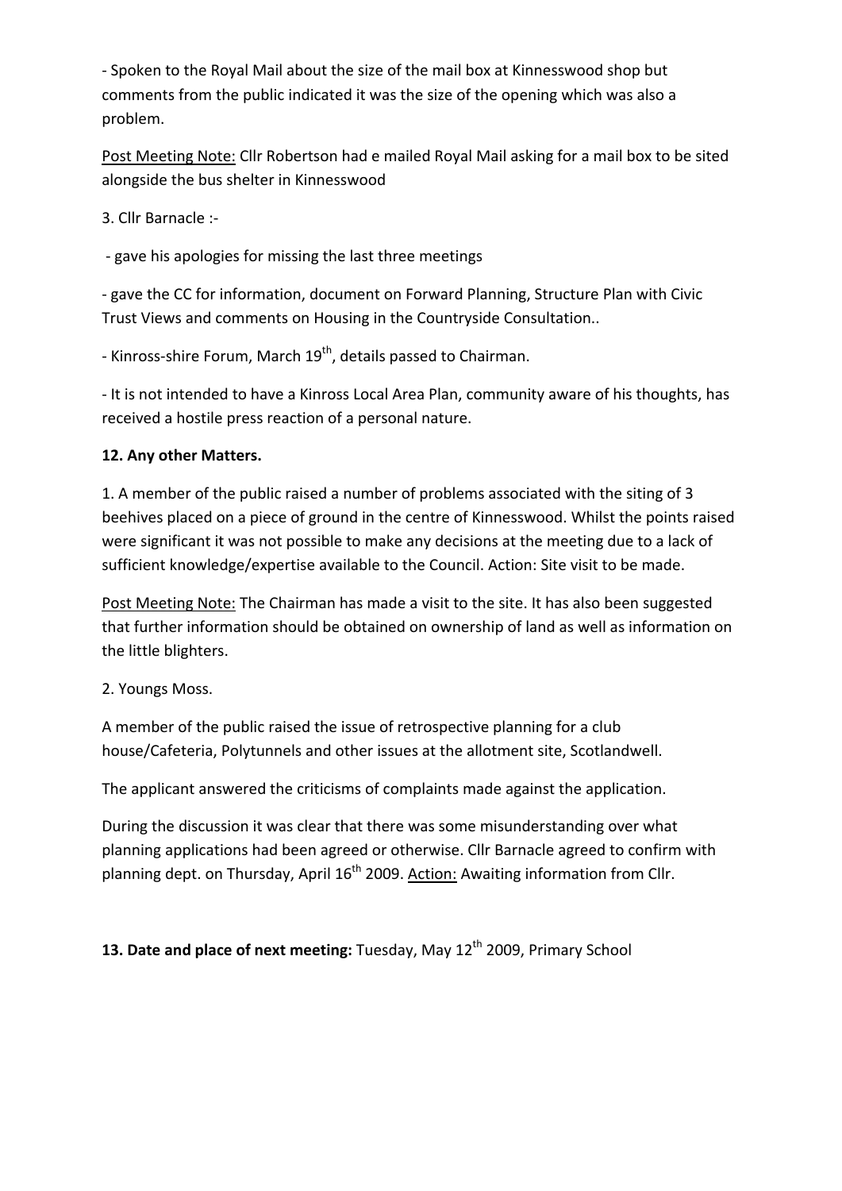- Spoken to the Royal Mail about the size of the mail box at Kinnesswood shop but comments from the public indicated it was the size of the opening which was also a problem.

Post Meeting Note: Cllr Robertson had e mailed Royal Mail asking for a mail box to be sited alongside the bus shelter in Kinnesswood

3. Cllr Barnacle :-

- gave his apologies for missing the last three meetings

- gave the CC for information, document on Forward Planning, Structure Plan with Civic Trust Views and comments on Housing in the Countryside Consultation..

- Kinross-shire Forum, March 19th, details passed to Chairman.

- It is not intended to have a Kinross Local Area Plan, community aware of his thoughts, has received a hostile press reaction of a personal nature.

**12. Any other Matters.**

1. A member of the public raised a number of problems associated with the siting of 3 beehives placed on a piece of ground in the centre of Kinnesswood. Whilst the points raised were significant it was not possible to make any decisions at the meeting due to a lack of sufficient knowledge/expertise available to the Council. Action: Site visit to be made.

Post Meeting Note: The Chairman has made a visit to the site. It has also been suggested that further information should be obtained on ownership of land as well as information on the little blighters.

2. Youngs Moss.

A member of the public raised the issue of retrospective planning for a club house/Cafeteria, Polytunnels and other issues at the allotment site, Scotlandwell.

The applicant answered the criticisms of complaints made against the application.

During the discussion it was clear that there was some misunderstanding over what planning applications had been agreed or otherwise. Cllr Barnacle agreed to confirm with planning dept. on Thursday, April 16th 2009. Action: Awaiting information from Cllr.

**13. Date and place of next meeting:** Tuesday, May 12th 2009, Primary School